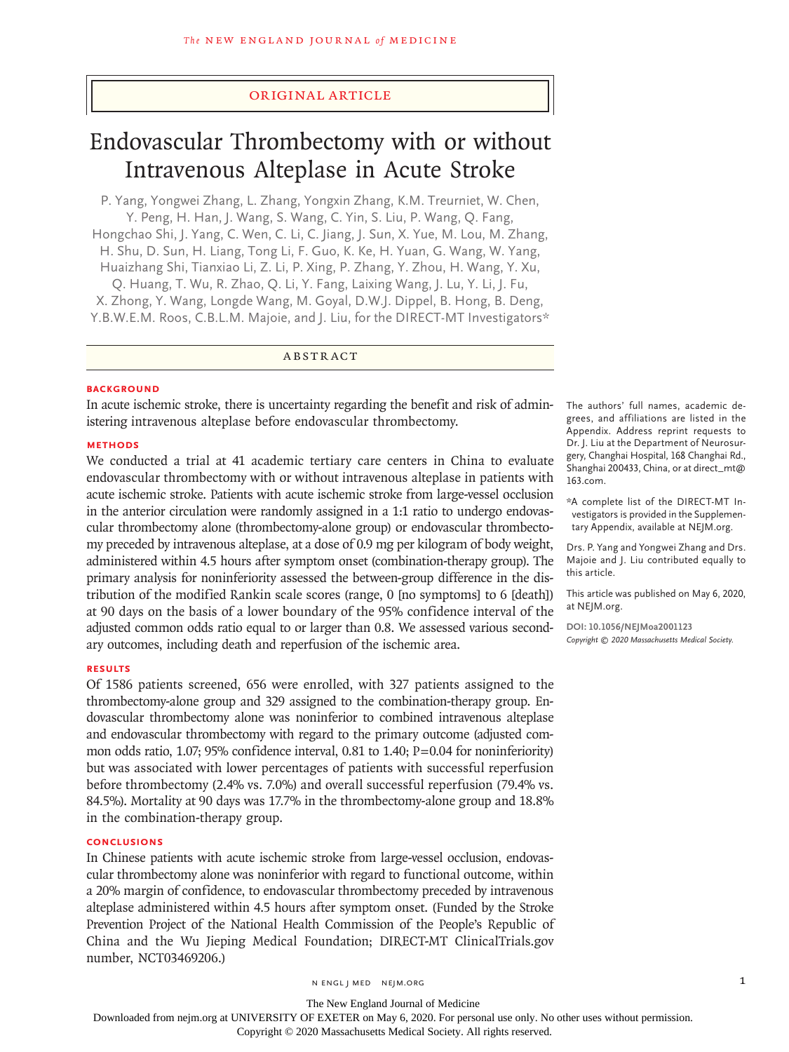ORIGINAL ARTICLE

# Endovascular Thrombectomy with or without Intravenous Alteplase in Acute Stroke

P. Yang, Yongwei Zhang, L. Zhang, Yongxin Zhang, K.M. Treurniet, W. Chen, Y. Peng, H. Han, J. Wang, S. Wang, C. Yin, S. Liu, P. Wang, Q. Fang, Hongchao Shi, J. Yang, C. Wen, C. Li, C. Jiang, J. Sun, X. Yue, M. Lou, M. Zhang, H. Shu, D. Sun, H. Liang, Tong Li, F. Guo, K. Ke, H. Yuan, G. Wang, W. Yang, Huaizhang Shi, Tianxiao Li, Z. Li, P. Xing, P. Zhang, Y. Zhou, H. Wang, Y. Xu, Q. Huang, T. Wu, R. Zhao, Q. Li, Y. Fang, Laixing Wang, J. Lu, Y. Li, J. Fu, X. Zhong, Y. Wang, Longde Wang, M. Goyal, D.W.J. Dippel, B. Hong, B. Deng, Y.B.W.E.M. Roos, C.B.L.M. Majoie, and J. Liu, for the DIRECT-MT Investigators*

## ABSTRACT

### BACKGROUND

In acute ischemic stroke, there is uncertainty regarding the benefit and risk of administering intravenous alteplase before endovascular thrombectomy.

### METHODS

We conducted a trial at 41 academic tertiary care centers in China to evaluate endovascular thrombectomy with or without intravenous alteplase in patients with acute ischemic stroke. Patients with acute ischemic stroke from large-vessel occlusion in the anterior circulation were randomly assigned in a 1:1 ratio to undergo endovascular thrombectomy alone (thrombectomy-alone group) or endovascular thrombectomy preceded by intravenous alteplase, at a dose of 0.9 mg per kilogram of body weight, administered within 4.5 hours after symptom onset (combination-therapy group). The primary analysis for noninferiority assessed the between-group difference in the distribution of the modified Rankin scale scores (range, 0 [no symptoms] to 6 [death]) at 90 days on the basis of a lower boundary of the 95% confidence interval of the adjusted common odds ratio equal to or larger than 0.8. We assessed various secondary outcomes, including death and reperfusion of the ischemic area.

### RESULTS

Of 1586 patients screened, 656 were enrolled, with 327 patients assigned to the thrombectomy-alone group and 329 assigned to the combination-therapy group. Endovascular thrombectomy alone was noninferior to combined intravenous alteplase and endovascular thrombectomy with regard to the primary outcome (adjusted common odds ratio, 1.07; 95% confidence interval, 0.81 to 1.40; P=0.04 for noninferiority) but was associated with lower percentages of patients with successful reperfusion before thrombectomy (2.4% vs. 7.0%) and overall successful reperfusion (79.4% vs. 84.5%). Mortality at 90 days was 17.7% in the thrombectomy-alone group and 18.8% in the combination-therapy group.

### CONCLUSIONS

In Chinese patients with acute ischemic stroke from large-vessel occlusion, endovascular thrombectomy alone was noninferior with regard to functional outcome, within a 20% margin of confidence, to endovascular thrombectomy preceded by intravenous alteplase administered within 4.5 hours after symptom onset. (Funded by the Stroke Prevention Project of the National Health Commission of the People's Republic of China and the Wu Jieping Medical Foundation; DIRECT-MT ClinicalTrials.gov number, NCT03469206.)

The authors' full names, academic degrees, and affiliations are listed in the Appendix. Address reprint requests to Dr. J. Liu at the Department of Neurosurgery, Changhai Hospital, 168 Changhai Rd., Shanghai 200433, China, or at direct_mt@163.com.

*A complete list of the DIRECT-MT Investigators is provided in the Supplementary Appendix, available at NEJM.org.

Drs. P. Yang and Yongwei Zhang and Drs. Majoie and J. Liu contributed equally to this article.

This article was published on May 6, 2020, at NEJM.org.

DOI: 10.1056/NEJMoa2001123
*Copyright © 2020 Massachusetts Medical Society.*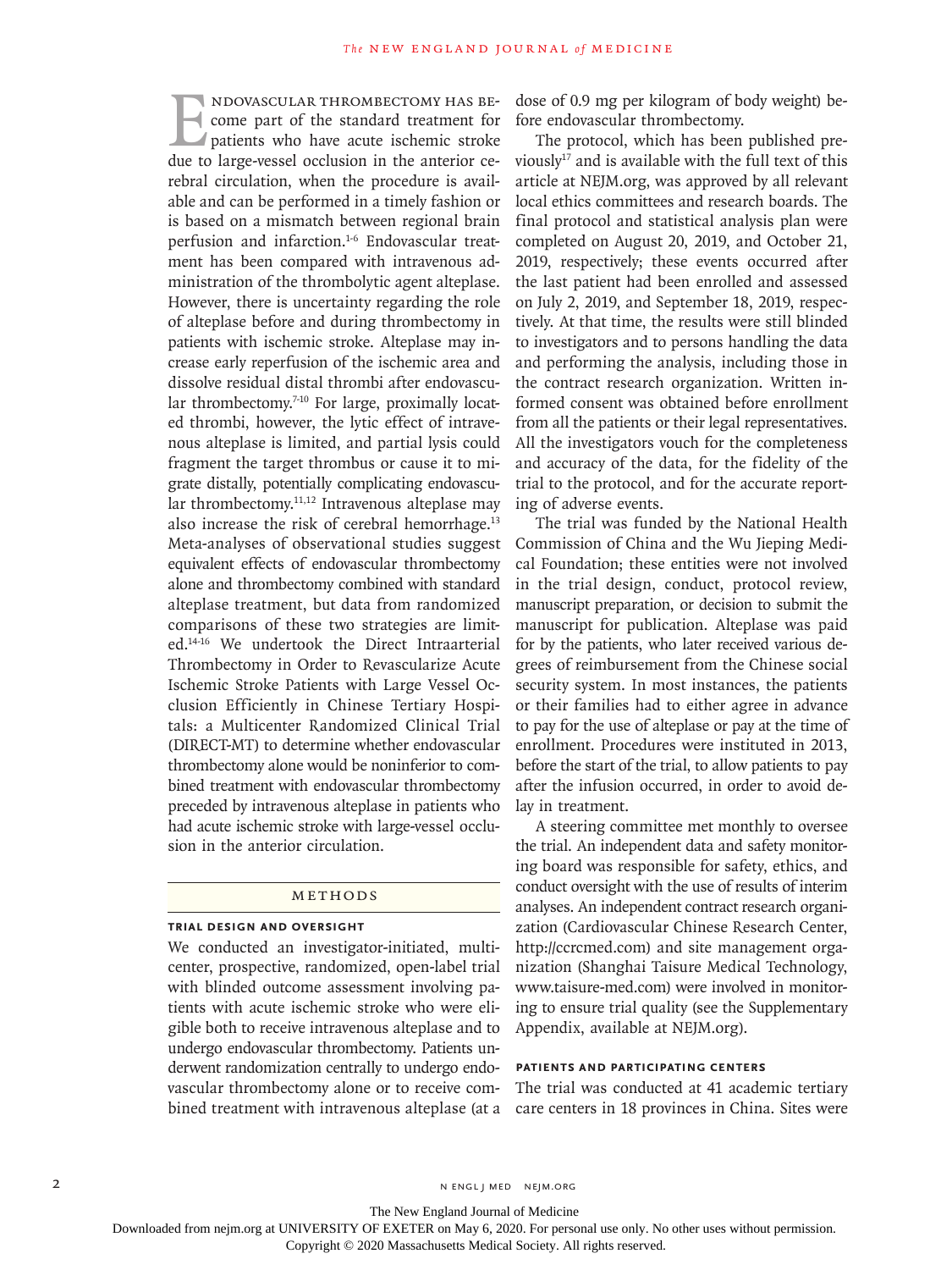Endovascular thrombectomy has become part of the standard treatment for patients who have acute ischemic stroke due to large-vessel occlusion in the anterior cerebral circulation, when the procedure is available and can be performed in a timely fashion or is based on a mismatch between regional brain perfusion and infarction.[1-6] Endovascular treatment has been compared with intravenous administration of the thrombolytic agent alteplase. However, there is uncertainty regarding the role of alteplase before and during thrombectomy in patients with ischemic stroke. Alteplase may increase early reperfusion of the ischemic area and dissolve residual distal thrombi after endovascular thrombectomy.[7-10] For large, proximally located thrombi, however, the lytic effect of intravenous alteplase is limited, and partial lysis could fragment the target thrombus or cause it to migrate distally, potentially complicating endovascular thrombectomy.[11,12] Intravenous alteplase may also increase the risk of cerebral hemorrhage.[13] Meta-analyses of observational studies suggest equivalent effects of endovascular thrombectomy alone and thrombectomy combined with standard alteplase treatment, but data from randomized comparisons of these two strategies are limited.[14-16] We undertook the Direct Intraarterial Thrombectomy in Order to Revascularize Acute Ischemic Stroke Patients with Large Vessel Occlusion Efficiently in Chinese Tertiary Hospitals: a Multicenter Randomized Clinical Trial (DIRECT-MT) to determine whether endovascular thrombectomy alone would be noninferior to combined treatment with endovascular thrombectomy preceded by intravenous alteplase in patients who had acute ischemic stroke with large-vessel occlusion in the anterior circulation.

## Methods

### Trial Design and Oversight

We conducted an investigator-initiated, multicenter, prospective, randomized, open-label trial with blinded outcome assessment involving patients with acute ischemic stroke who were eligible both to receive intravenous alteplase and to undergo endovascular thrombectomy. Patients underwent randomization centrally to undergo endovascular thrombectomy alone or to receive combined treatment with intravenous alteplase (at a dose of 0.9 mg per kilogram of body weight) before endovascular thrombectomy.

The protocol, which has been published previously[17] and is available with the full text of this article at NEJM.org, was approved by all relevant local ethics committees and research boards. The final protocol and statistical analysis plan were completed on August 20, 2019, and October 21, 2019, respectively; these events occurred after the last patient had been enrolled and assessed on July 2, 2019, and September 18, 2019, respectively. At that time, the results were still blinded to investigators and to persons handling the data and performing the analysis, including those in the contract research organization. Written informed consent was obtained before enrollment from all the patients or their legal representatives. All the investigators vouch for the completeness and accuracy of the data, for the fidelity of the trial to the protocol, and for the accurate reporting of adverse events.

The trial was funded by the National Health Commission of China and the Wu Jieping Medical Foundation; these entities were not involved in the trial design, conduct, protocol review, manuscript preparation, or decision to submit the manuscript for publication. Alteplase was paid for by the patients, who later received various degrees of reimbursement from the Chinese social security system. In most instances, the patients or their families had to either agree in advance to pay for the use of alteplase or pay at the time of enrollment. Procedures were instituted in 2013, before the start of the trial, to allow patients to pay after the infusion occurred, in order to avoid delay in treatment.

A steering committee met monthly to oversee the trial. An independent data and safety monitoring board was responsible for safety, ethics, and conduct oversight with the use of results of interim analyses. An independent contract research organization (Cardiovascular Chinese Research Center, http://ccrcmed.com) and site management organization (Shanghai Taisure Medical Technology, www.taisure-med.com) were involved in monitoring to ensure trial quality (see the Supplementary Appendix, available at NEJM.org).

### Patients and Participating Centers

The trial was conducted at 41 academic tertiary care centers in 18 provinces in China. Sites were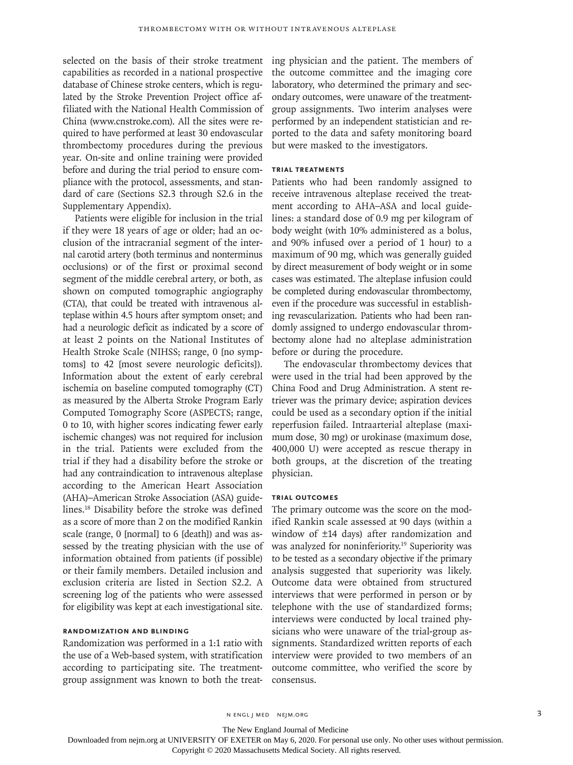selected on the basis of their stroke treatment capabilities as recorded in a national prospective database of Chinese stroke centers, which is regulated by the Stroke Prevention Project office affiliated with the National Health Commission of China (www.cnstroke.com). All the sites were required to have performed at least 30 endovascular thrombectomy procedures during the previous year. On-site and online training were provided before and during the trial period to ensure compliance with the protocol, assessments, and standard of care (Sections S2.3 through S2.6 in the Supplementary Appendix).

Patients were eligible for inclusion in the trial if they were 18 years of age or older; had an occlusion of the intracranial segment of the internal carotid artery (both terminus and nonterminus occlusions) or of the first or proximal second segment of the middle cerebral artery, or both, as shown on computed tomographic angiography (CTA), that could be treated with intravenous alteplase within 4.5 hours after symptom onset; and had a neurologic deficit as indicated by a score of at least 2 points on the National Institutes of Health Stroke Scale (NIHSS; range, 0 [no symptoms] to 42 [most severe neurologic deficits]). Information about the extent of early cerebral ischemia on baseline computed tomography (CT) as measured by the Alberta Stroke Program Early Computed Tomography Score (ASPECTS; range, 0 to 10, with higher scores indicating fewer early ischemic changes) was not required for inclusion in the trial. Patients were excluded from the trial if they had a disability before the stroke or had any contraindication to intravenous alteplase according to the American Heart Association (AHA)–American Stroke Association (ASA) guidelines.[18] Disability before the stroke was defined as a score of more than 2 on the modified Rankin scale (range, 0 [normal] to 6 [death]) and was assessed by the treating physician with the use of information obtained from patients (if possible) or their family members. Detailed inclusion and exclusion criteria are listed in Section S2.2. A screening log of the patients who were assessed for eligibility was kept at each investigational site.

### Randomization and Blinding

Randomization was performed in a 1:1 ratio with the use of a Web-based system, with stratification according to participating site. The treatment-group assignment was known to both the treating physician and the patient. The members of the outcome committee and the imaging core laboratory, who determined the primary and secondary outcomes, were unaware of the treatment-group assignments. Two interim analyses were performed by an independent statistician and reported to the data and safety monitoring board but were masked to the investigators.

### Trial Treatments

Patients who had been randomly assigned to receive intravenous alteplase received the treatment according to AHA–ASA and local guidelines: a standard dose of 0.9 mg per kilogram of body weight (with 10% administered as a bolus, and 90% infused over a period of 1 hour) to a maximum of 90 mg, which was generally guided by direct measurement of body weight or in some cases was estimated. The alteplase infusion could be completed during endovascular thrombectomy, even if the procedure was successful in establishing revascularization. Patients who had been randomly assigned to undergo endovascular thrombectomy alone had no alteplase administration before or during the procedure.

The endovascular thrombectomy devices that were used in the trial had been approved by the China Food and Drug Administration. A stent retriever was the primary device; aspiration devices could be used as a secondary option if the initial reperfusion failed. Intraarterial alteplase (maximum dose, 30 mg) or urokinase (maximum dose, 400,000 U) were accepted as rescue therapy in both groups, at the discretion of the treating physician.

### Trial Outcomes

The primary outcome was the score on the modified Rankin scale assessed at 90 days (within a window of ±14 days) after randomization and was analyzed for noninferiority.[19] Superiority was to be tested as a secondary objective if the primary analysis suggested that superiority was likely. Outcome data were obtained from structured interviews that were performed in person or by telephone with the use of standardized forms; interviews were conducted by local trained physicians who were unaware of the trial-group assignments. Standardized written reports of each interview were provided to two members of an outcome committee, who verified the score by consensus.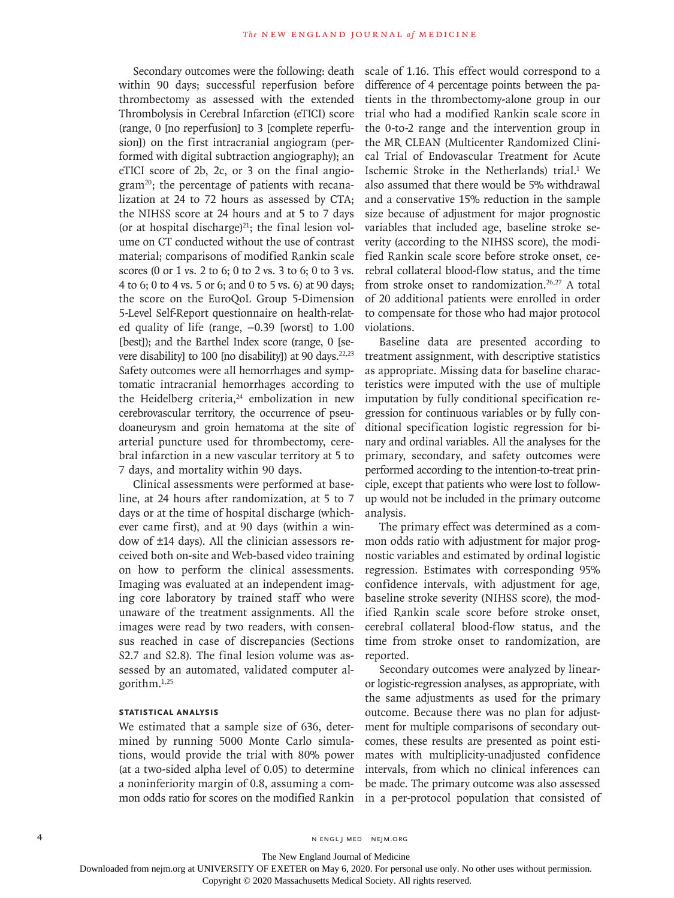Secondary outcomes were the following: death within 90 days; successful reperfusion before thrombectomy as assessed with the extended Thrombolysis in Cerebral Infarction (eTICI) score (range, 0 [no reperfusion] to 3 [complete reperfusion]) on the first intracranial angiogram (performed with digital subtraction angiography); an eTICI score of 2b, 2c, or 3 on the final angiogram[20]; the percentage of patients with recanalization at 24 to 72 hours as assessed by CTA; the NIHSS score at 24 hours and at 5 to 7 days (or at hospital discharge)[21]; the final lesion volume on CT conducted without the use of contrast material; comparisons of modified Rankin scale scores (0 or 1 vs. 2 to 6; 0 to 2 vs. 3 to 6; 0 to 3 vs. 4 to 6; 0 to 4 vs. 5 or 6; and 0 to 5 vs. 6) at 90 days; the score on the EuroQoL Group 5-Dimension 5-Level Self-Report questionnaire on health-related quality of life (range, −0.39 [worst] to 1.00 [best]); and the Barthel Index score (range, 0 [severe disability] to 100 [no disability]) at 90 days.[22,23] Safety outcomes were all hemorrhages and symptomatic intracranial hemorrhages according to the Heidelberg criteria,[24] embolization in new cerebrovascular territory, the occurrence of pseudoaneurysm and groin hematoma at the site of arterial puncture used for thrombectomy, cerebral infarction in a new vascular territory at 5 to 7 days, and mortality within 90 days.

Clinical assessments were performed at baseline, at 24 hours after randomization, at 5 to 7 days or at the time of hospital discharge (whichever came first), and at 90 days (within a window of ±14 days). All the clinician assessors received both on-site and Web-based video training on how to perform the clinical assessments. Imaging was evaluated at an independent imaging core laboratory by trained staff who were unaware of the treatment assignments. All the images were read by two readers, with consensus reached in case of discrepancies (Sections S2.7 and S2.8). The final lesion volume was assessed by an automated, validated computer algorithm.[1,25]

### Statistical Analysis

We estimated that a sample size of 636, determined by running 5000 Monte Carlo simulations, would provide the trial with 80% power (at a two-sided alpha level of 0.05) to determine a noninferiority margin of 0.8, assuming a common odds ratio for scores on the modified Rankin scale of 1.16. This effect would correspond to a difference of 4 percentage points between the patients in the thrombectomy-alone group in our trial who had a modified Rankin scale score in the 0-to-2 range and the intervention group in the MR CLEAN (Multicenter Randomized Clinical Trial of Endovascular Treatment for Acute Ischemic Stroke in the Netherlands) trial.[1] We also assumed that there would be 5% withdrawal and a conservative 15% reduction in the sample size because of adjustment for major prognostic variables that included age, baseline stroke severity (according to the NIHSS score), the modified Rankin scale score before stroke onset, cerebral collateral blood-flow status, and the time from stroke onset to randomization.[26,27] A total of 20 additional patients were enrolled in order to compensate for those who had major protocol violations.

Baseline data are presented according to treatment assignment, with descriptive statistics as appropriate. Missing data for baseline characteristics were imputed with the use of multiple imputation by fully conditional specification regression for continuous variables or by fully conditional specification logistic regression for binary and ordinal variables. All the analyses for the primary, secondary, and safety outcomes were performed according to the intention-to-treat principle, except that patients who were lost to follow-up would not be included in the primary outcome analysis.

The primary effect was determined as a common odds ratio with adjustment for major prognostic variables and estimated by ordinal logistic regression. Estimates with corresponding 95% confidence intervals, with adjustment for age, baseline stroke severity (NIHSS score), the modified Rankin scale score before stroke onset, cerebral collateral blood-flow status, and the time from stroke onset to randomization, are reported.

Secondary outcomes were analyzed by linear- or logistic-regression analyses, as appropriate, with the same adjustments as used for the primary outcome. Because there was no plan for adjustment for multiple comparisons of secondary outcomes, these results are presented as point estimates with multiplicity-unadjusted confidence intervals, from which no clinical inferences can be made. The primary outcome was also assessed in a per-protocol population that consisted of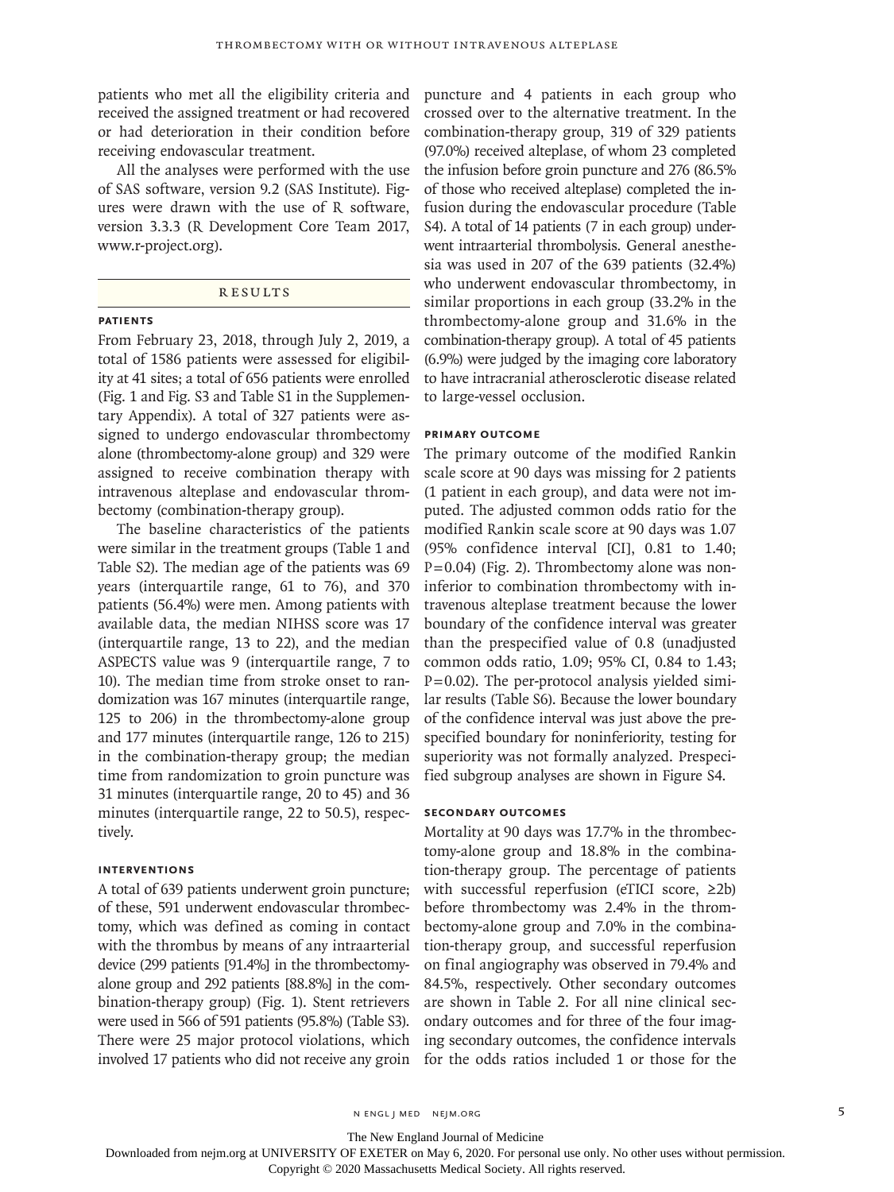patients who met all the eligibility criteria and received the assigned treatment or had recovered or had deterioration in their condition before receiving endovascular treatment.

All the analyses were performed with the use of SAS software, version 9.2 (SAS Institute). Figures were drawn with the use of R software, version 3.3.3 (R Development Core Team 2017, www.r-project.org).

## Results

### Patients

From February 23, 2018, through July 2, 2019, a total of 1586 patients were assessed for eligibility at 41 sites; a total of 656 patients were enrolled (Fig. 1 and Fig. S3 and Table S1 in the Supplementary Appendix). A total of 327 patients were assigned to undergo endovascular thrombectomy alone (thrombectomy-alone group) and 329 were assigned to receive combination therapy with intravenous alteplase and endovascular thrombectomy (combination-therapy group).

The baseline characteristics of the patients were similar in the treatment groups (Table 1 and Table S2). The median age of the patients was 69 years (interquartile range, 61 to 76), and 370 patients (56.4%) were men. Among patients with available data, the median NIHSS score was 17 (interquartile range, 13 to 22), and the median ASPECTS value was 9 (interquartile range, 7 to 10). The median time from stroke onset to randomization was 167 minutes (interquartile range, 125 to 206) in the thrombectomy-alone group and 177 minutes (interquartile range, 126 to 215) in the combination-therapy group; the median time from randomization to groin puncture was 31 minutes (interquartile range, 20 to 45) and 36 minutes (interquartile range, 22 to 50.5), respectively.

### Interventions

A total of 639 patients underwent groin puncture; of these, 591 underwent endovascular thrombectomy, which was defined as coming in contact with the thrombus by means of any intraarterial device (299 patients [91.4%] in the thrombectomy-alone group and 292 patients [88.8%] in the combination-therapy group) (Fig. 1). Stent retrievers were used in 566 of 591 patients (95.8%) (Table S3). There were 25 major protocol violations, which involved 17 patients who did not receive any groin puncture and 4 patients in each group who crossed over to the alternative treatment. In the combination-therapy group, 319 of 329 patients (97.0%) received alteplase, of whom 23 completed the infusion before groin puncture and 276 (86.5% of those who received alteplase) completed the infusion during the endovascular procedure (Table S4). A total of 14 patients (7 in each group) underwent intraarterial thrombolysis. General anesthesia was used in 207 of the 639 patients (32.4%) who underwent endovascular thrombectomy, in similar proportions in each group (33.2% in the thrombectomy-alone group and 31.6% in the combination-therapy group). A total of 45 patients (6.9%) were judged by the imaging core laboratory to have intracranial atherosclerotic disease related to large-vessel occlusion.

### Primary Outcome

The primary outcome of the modified Rankin scale score at 90 days was missing for 2 patients (1 patient in each group), and data were not imputed. The adjusted common odds ratio for the modified Rankin scale score at 90 days was 1.07 (95% confidence interval [CI], 0.81 to 1.40; $P=0.04$) (Fig. 2). Thrombectomy alone was noninferior to combination thrombectomy with intravenous alteplase treatment because the lower boundary of the confidence interval was greater than the prespecified value of 0.8 (unadjusted common odds ratio, 1.09; 95% CI, 0.84 to 1.43; $P=0.02$). The per-protocol analysis yielded similar results (Table S6). Because the lower boundary of the confidence interval was just above the prespecified boundary for noninferiority, testing for superiority was not formally analyzed. Prespecified subgroup analyses are shown in Figure S4.

### Secondary Outcomes

Mortality at 90 days was 17.7% in the thrombectomy-alone group and 18.8% in the combination-therapy group. The percentage of patients with successful reperfusion (eTICI score, ≥2b) before thrombectomy was 2.4% in the thrombectomy-alone group and 7.0% in the combination-therapy group, and successful reperfusion on final angiography was observed in 79.4% and 84.5%, respectively. Other secondary outcomes are shown in Table 2. For all nine clinical secondary outcomes and for three of the four imaging secondary outcomes, the confidence intervals for the odds ratios included 1 or those for the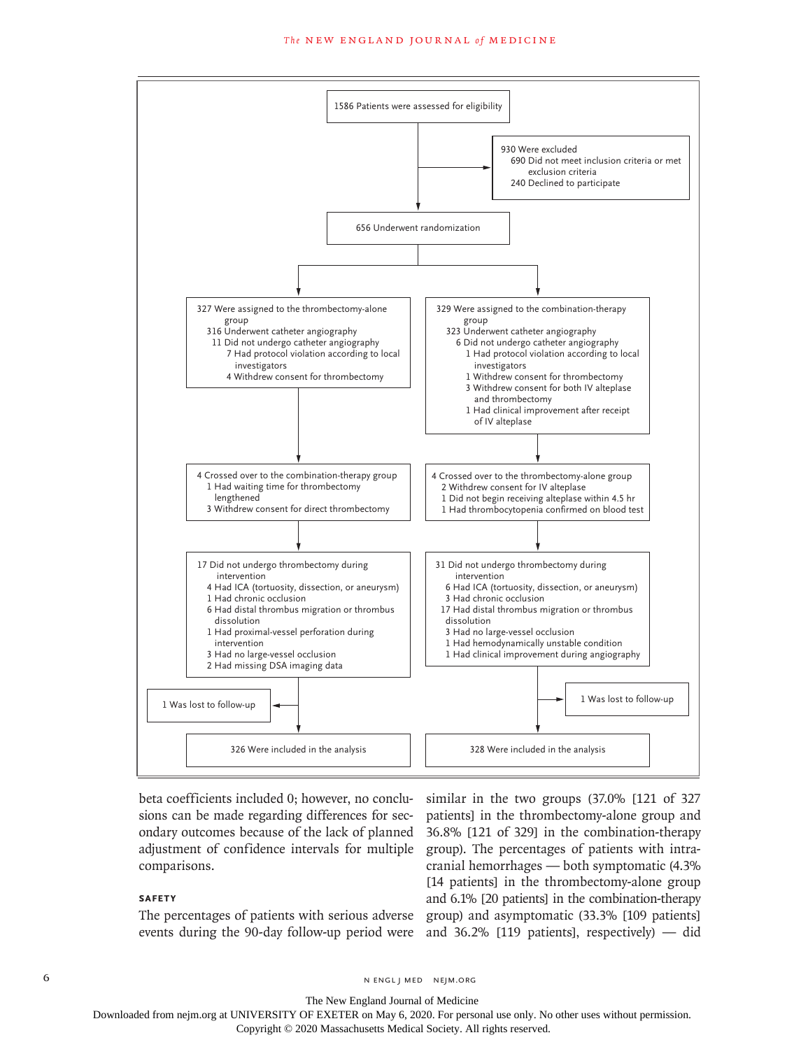1586 Patients were assessed for eligibility

930 Were excluded
- 690 Did not meet inclusion criteria or met exclusion criteria
- 240 Declined to participate

656 Underwent randomization

327 Were assigned to the thrombectomy-alone group
- 316 Underwent catheter angiography
- 11 Did not undergo catheter angiography
  - 7 Had protocol violation according to local investigators
  - 4 Withdrew consent for thrombectomy

329 Were assigned to the combination-therapy group
- 323 Underwent catheter angiography
- 6 Did not undergo catheter angiography
  - 1 Had protocol violation according to local investigators
  - 1 Withdrew consent for thrombectomy
  - 3 Withdrew consent for both IV alteplase and thrombectomy
  - 1 Had clinical improvement after receipt of IV alteplase

4 Crossed over to the combination-therapy group
- 1 Had waiting time for thrombectomy lengthened
- 3 Withdrew consent for direct thrombectomy

4 Crossed over to the thrombectomy-alone group
- 2 Withdrew consent for IV alteplase
- 1 Did not begin receiving alteplase within 4.5 hr
- 1 Had thrombocytopenia confirmed on blood test

17 Did not undergo thrombectomy during intervention
- 4 Had ICA (tortuosity, dissection, or aneurysm)
- 1 Had chronic occlusion
- 6 Had distal thrombus migration or thrombus dissolution
- 1 Had proximal-vessel perforation during intervention
- 3 Had no large-vessel occlusion
- 2 Had missing DSA imaging data

31 Did not undergo thrombectomy during intervention
- 6 Had ICA (tortuosity, dissection, or aneurysm)
- 3 Had chronic occlusion
- 17 Had distal thrombus migration or thrombus dissolution
- 3 Had no large-vessel occlusion
- 1 Had hemodynamically unstable condition
- 1 Had clinical improvement during angiography

1 Was lost to follow-up

1 Was lost to follow-up

326 Were included in the analysis

328 Were included in the analysis

beta coefficients included 0; however, no conclusions can be made regarding differences for secondary outcomes because of the lack of planned adjustment of confidence intervals for multiple comparisons.

### SAFETY

The percentages of patients with serious adverse events during the 90-day follow-up period were similar in the two groups (37.0% [121 of 327 patients] in the thrombectomy-alone group and 36.8% [121 of 329] in the combination-therapy group). The percentages of patients with intracranial hemorrhages — both symptomatic (4.3% [14 patients] in the thrombectomy-alone group and 6.1% [20 patients] in the combination-therapy group) and asymptomatic (33.3% [109 patients] and 36.2% [119 patients], respectively) — did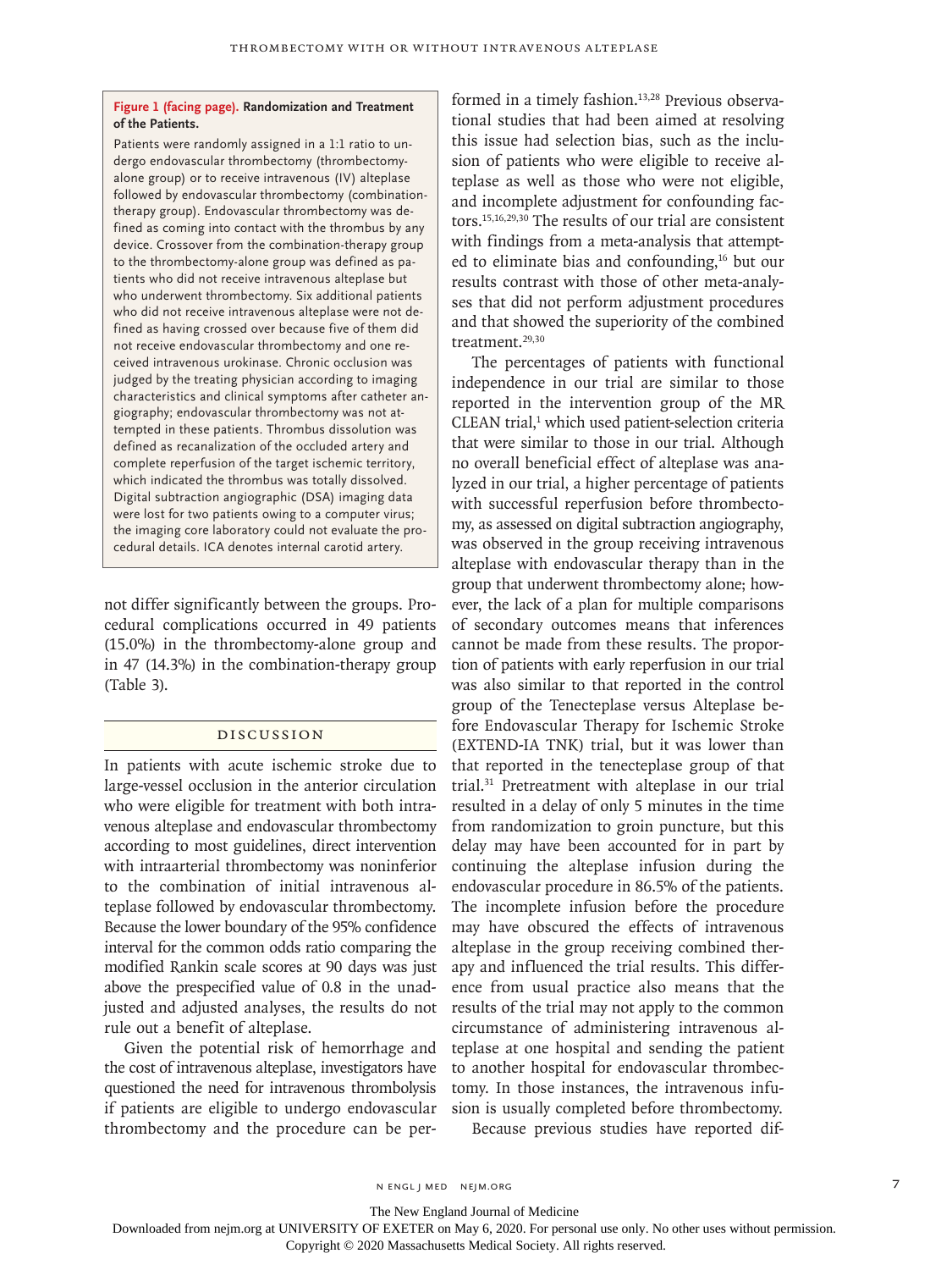**Figure 1 (facing page). Randomization and Treatment of the Patients.**

Patients were randomly assigned in a 1:1 ratio to undergo endovascular thrombectomy (thrombectomy-alone group) or to receive intravenous (IV) alteplase followed by endovascular thrombectomy (combination-therapy group). Endovascular thrombectomy was defined as coming into contact with the thrombus by any device. Crossover from the combination-therapy group to the thrombectomy-alone group was defined as patients who did not receive intravenous alteplase but who underwent thrombectomy. Six additional patients who did not receive intravenous alteplase were not defined as having crossed over because five of them did not receive endovascular thrombectomy and one received intravenous urokinase. Chronic occlusion was judged by the treating physician according to imaging characteristics and clinical symptoms after catheter angiography; endovascular thrombectomy was not attempted in these patients. Thrombus dissolution was defined as recanalization of the occluded artery and complete reperfusion of the target ischemic territory, which indicated the thrombus was totally dissolved. Digital subtraction angiographic (DSA) imaging data were lost for two patients owing to a computer virus; the imaging core laboratory could not evaluate the procedural details. ICA denotes internal carotid artery.

not differ significantly between the groups. Procedural complications occurred in 49 patients (15.0%) in the thrombectomy-alone group and in 47 (14.3%) in the combination-therapy group (Table 3).

## Discussion

In patients with acute ischemic stroke due to large-vessel occlusion in the anterior circulation who were eligible for treatment with both intravenous alteplase and endovascular thrombectomy according to most guidelines, direct intervention with intraarterial thrombectomy was noninferior to the combination of initial intravenous alteplase followed by endovascular thrombectomy. Because the lower boundary of the 95% confidence interval for the common odds ratio comparing the modified Rankin scale scores at 90 days was just above the prespecified value of 0.8 in the unadjusted and adjusted analyses, the results do not rule out a benefit of alteplase.

Given the potential risk of hemorrhage and the cost of intravenous alteplase, investigators have questioned the need for intravenous thrombolysis if patients are eligible to undergo endovascular thrombectomy and the procedure can be performed in a timely fashion.[13,28] Previous observational studies that had been aimed at resolving this issue had selection bias, such as the inclusion of patients who were eligible to receive alteplase as well as those who were not eligible, and incomplete adjustment for confounding factors.[15,16,29,30] The results of our trial are consistent with findings from a meta-analysis that attempted to eliminate bias and confounding,[16] but our results contrast with those of other meta-analyses that did not perform adjustment procedures and that showed the superiority of the combined treatment.[29,30]

The percentages of patients with functional independence in our trial are similar to those reported in the intervention group of the MR CLEAN trial,[1] which used patient-selection criteria that were similar to those in our trial. Although no overall beneficial effect of alteplase was analyzed in our trial, a higher percentage of patients with successful reperfusion before thrombectomy, as assessed on digital subtraction angiography, was observed in the group receiving intravenous alteplase with endovascular therapy than in the group that underwent thrombectomy alone; however, the lack of a plan for multiple comparisons of secondary outcomes means that inferences cannot be made from these results. The proportion of patients with early reperfusion in our trial was also similar to that reported in the control group of the Tenecteplase versus Alteplase before Endovascular Therapy for Ischemic Stroke (EXTEND-IA TNK) trial, but it was lower than that reported in the tenecteplase group of that trial.[31] Pretreatment with alteplase in our trial resulted in a delay of only 5 minutes in the time from randomization to groin puncture, but this delay may have been accounted for in part by continuing the alteplase infusion during the endovascular procedure in 86.5% of the patients. The incomplete infusion before the procedure may have obscured the effects of intravenous alteplase in the group receiving combined therapy and influenced the trial results. This difference from usual practice also means that the results of the trial may not apply to the common circumstance of administering intravenous alteplase at one hospital and sending the patient to another hospital for endovascular thrombectomy. In those instances, the intravenous infusion is usually completed before thrombectomy.

Because previous studies have reported dif-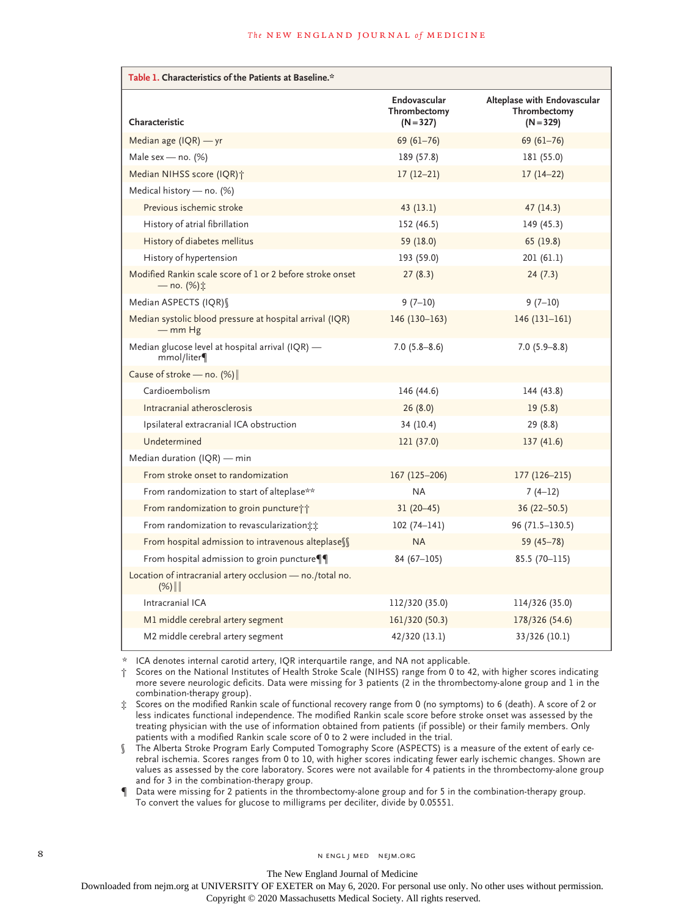**Table 1. Characteristics of the Patients at Baseline.***

| Characteristic | Endovascular Thrombectomy (N=327) | Alteplase with Endovascular Thrombectomy (N=329) |
|---|---|---|
| Median age (IQR) — yr | 69 (61–76) | 69 (61–76) |
| Male sex — no. (%) | 189 (57.8) | 181 (55.0) |
| Median NIHSS score (IQR)† | 17 (12–21) | 17 (14–22) |
| Medical history — no. (%) | | |
| Previous ischemic stroke | 43 (13.1) | 47 (14.3) |
| History of atrial fibrillation | 152 (46.5) | 149 (45.3) |
| History of diabetes mellitus | 59 (18.0) | 65 (19.8) |
| History of hypertension | 193 (59.0) | 201 (61.1) |
| Modified Rankin scale score of 1 or 2 before stroke onset — no. (%)‡ | 27 (8.3) | 24 (7.3) |
| Median ASPECTS (IQR)§ | 9 (7–10) | 9 (7–10) |
| Median systolic blood pressure at hospital arrival (IQR) — mm Hg | 146 (130–163) | 146 (131–161) |
| Median glucose level at hospital arrival (IQR) — mmol/liter¶ | 7.0 (5.8–8.6) | 7.0 (5.9–8.8) |
| Cause of stroke — no. (%)‖ | | |
| Cardioembolism | 146 (44.6) | 144 (43.8) |
| Intracranial atherosclerosis | 26 (8.0) | 19 (5.8) |
| Ipsilateral extracranial ICA obstruction | 34 (10.4) | 29 (8.8) |
| Undetermined | 121 (37.0) | 137 (41.6) |
| Median duration (IQR) — min | | |
| From stroke onset to randomization | 167 (125–206) | 177 (126–215) |
| From randomization to start of alteplase** | NA | 7 (4–12) |
| From randomization to groin puncture†† | 31 (20–45) | 36 (22–50.5) |
| From randomization to revascularization‡‡ | 102 (74–141) | 96 (71.5–130.5) |
| From hospital admission to intravenous alteplase§§ | NA | 59 (45–78) |
| From hospital admission to groin puncture¶¶ | 84 (67–105) | 85.5 (70–115) |
| Location of intracranial artery occlusion — no./total no. (%)‖‖ | | |
| Intracranial ICA | 112/320 (35.0) | 114/326 (35.0) |
| M1 middle cerebral artery segment | 161/320 (50.3) | 178/326 (54.6) |
| M2 middle cerebral artery segment | 42/320 (13.1) | 33/326 (10.1) |

\* ICA denotes internal carotid artery, IQR interquartile range, and NA not applicable.

† Scores on the National Institutes of Health Stroke Scale (NIHSS) range from 0 to 42, with higher scores indicating more severe neurologic deficits. Data were missing for 3 patients (2 in the thrombectomy-alone group and 1 in the combination-therapy group).

‡ Scores on the modified Rankin scale of functional recovery range from 0 (no symptoms) to 6 (death). A score of 2 or less indicates functional independence. The modified Rankin scale score before stroke onset was assessed by the treating physician with the use of information obtained from patients (if possible) or their family members. Only patients with a modified Rankin scale score of 0 to 2 were included in the trial.

§ The Alberta Stroke Program Early Computed Tomography Score (ASPECTS) is a measure of the extent of early cerebral ischemia. Scores ranges from 0 to 10, with higher scores indicating fewer early ischemic changes. Shown are values as assessed by the core laboratory. Scores were not available for 4 patients in the thrombectomy-alone group and for 3 in the combination-therapy group.

¶ Data were missing for 2 patients in the thrombectomy-alone group and for 5 in the combination-therapy group. To convert the values for glucose to milligrams per deciliter, divide by 0.05551.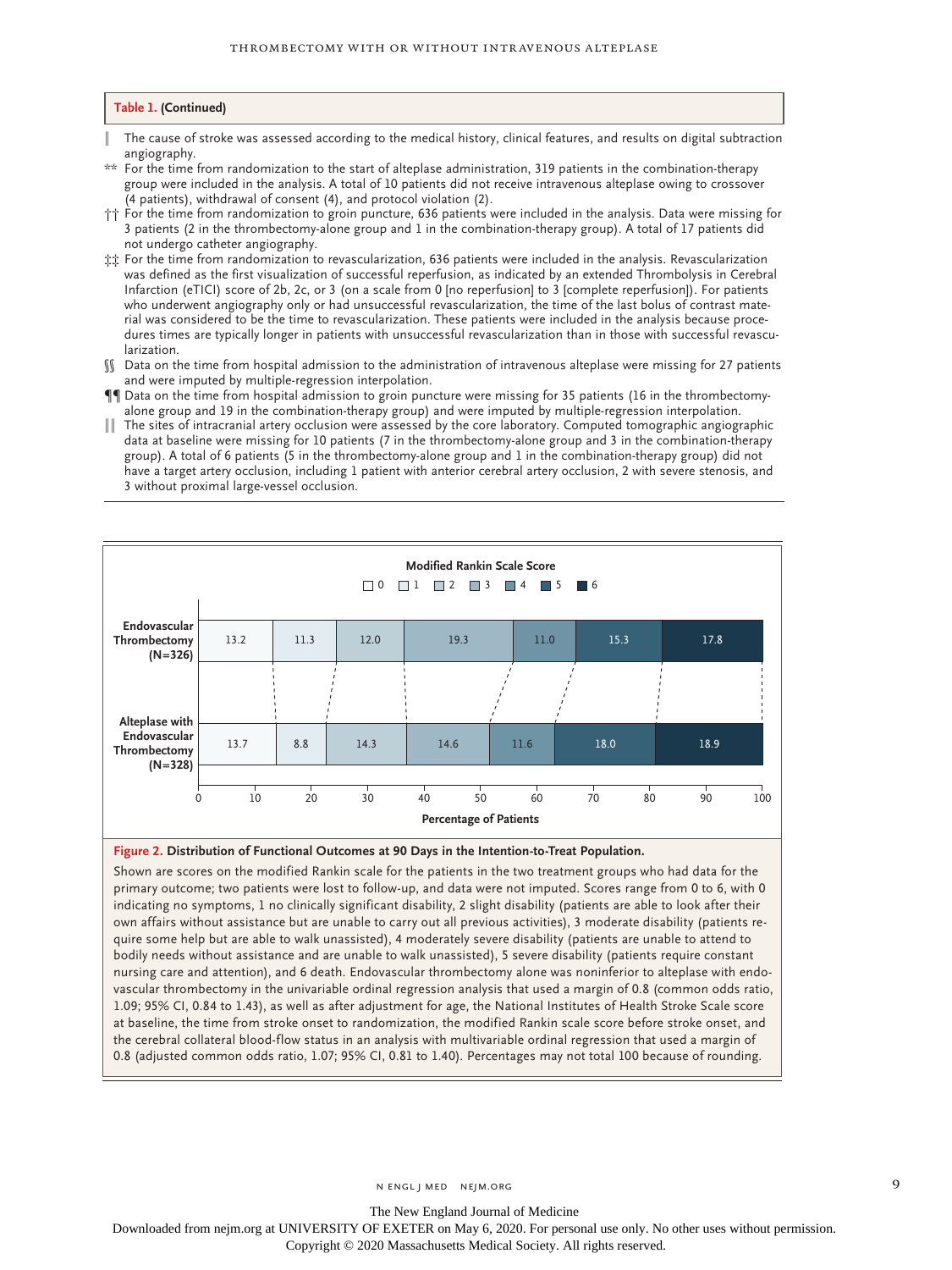**Table 1. (Continued)**

‖ The cause of stroke was assessed according to the medical history, clinical features, and results on digital subtraction angiography.

** For the time from randomization to the start of alteplase administration, 319 patients in the combination-therapy group were included in the analysis. A total of 10 patients did not receive intravenous alteplase owing to crossover (4 patients), withdrawal of consent (4), and protocol violation (2).

†† For the time from randomization to groin puncture, 636 patients were included in the analysis. Data were missing for 3 patients (2 in the thrombectomy-alone group and 1 in the combination-therapy group). A total of 17 patients did not undergo catheter angiography.

‡‡ For the time from randomization to revascularization, 636 patients were included in the analysis. Revascularization was defined as the first visualization of successful reperfusion, as indicated by an extended Thrombolysis in Cerebral Infarction (eTICI) score of 2b, 2c, or 3 (on a scale from 0 [no reperfusion] to 3 [complete reperfusion]). For patients who underwent angiography only or had unsuccessful revascularization, the time of the last bolus of contrast material was considered to be the time to revascularization. These patients were included in the analysis because procedures times are typically longer in patients with unsuccessful revascularization than in those with successful revascularization.

§§ Data on the time from hospital admission to the administration of intravenous alteplase were missing for 27 patients and were imputed by multiple-regression interpolation.

¶¶ Data on the time from hospital admission to groin puncture were missing for 35 patients (16 in the thrombectomy-alone group and 19 in the combination-therapy group) and were imputed by multiple-regression interpolation.

‖‖ The sites of intracranial artery occlusion were assessed by the core laboratory. Computed tomographic angiographic data at baseline were missing for 10 patients (7 in the thrombectomy-alone group and 3 in the combination-therapy group). A total of 6 patients (5 in the thrombectomy-alone group and 1 in the combination-therapy group) did not have a target artery occlusion, including 1 patient with anterior cerebral artery occlusion, 2 with severe stenosis, and 3 without proximal large-vessel occlusion.

| Modified Rankin Scale Score (Percentage of Patients) | 0 | 1 | 2 | 3 | 4 | 5 | 6 |
|---|---|---|---|---|---|---|---|
| Endovascular Thrombectomy (N=326) | 13.2 | 11.3 | 12.0 | 19.3 | 11.0 | 15.3 | 17.8 |
| Alteplase with Endovascular Thrombectomy (N=328) | 13.7 | 8.8 | 14.3 | 14.6 | 11.6 | 18.0 | 18.9 |

**Figure 2. Distribution of Functional Outcomes at 90 Days in the Intention-to-Treat Population.**

Shown are scores on the modified Rankin scale for the patients in the two treatment groups who had data for the primary outcome; two patients were lost to follow-up, and data were not imputed. Scores range from 0 to 6, with 0 indicating no symptoms, 1 no clinically significant disability, 2 slight disability (patients are able to look after their own affairs without assistance but are unable to carry out all previous activities), 3 moderate disability (patients require some help but are able to walk unassisted), 4 moderately severe disability (patients are unable to attend to bodily needs without assistance and are unable to walk unassisted), 5 severe disability (patients require constant nursing care and attention), and 6 death. Endovascular thrombectomy alone was noninferior to alteplase with endovascular thrombectomy in the univariable ordinal regression analysis that used a margin of 0.8 (common odds ratio, 1.09; 95% CI, 0.84 to 1.43), as well as after adjustment for age, the National Institutes of Health Stroke Scale score at baseline, the time from stroke onset to randomization, the modified Rankin scale score before stroke onset, and the cerebral collateral blood-flow status in an analysis with multivariable ordinal regression that used a margin of 0.8 (adjusted common odds ratio, 1.07; 95% CI, 0.81 to 1.40). Percentages may not total 100 because of rounding.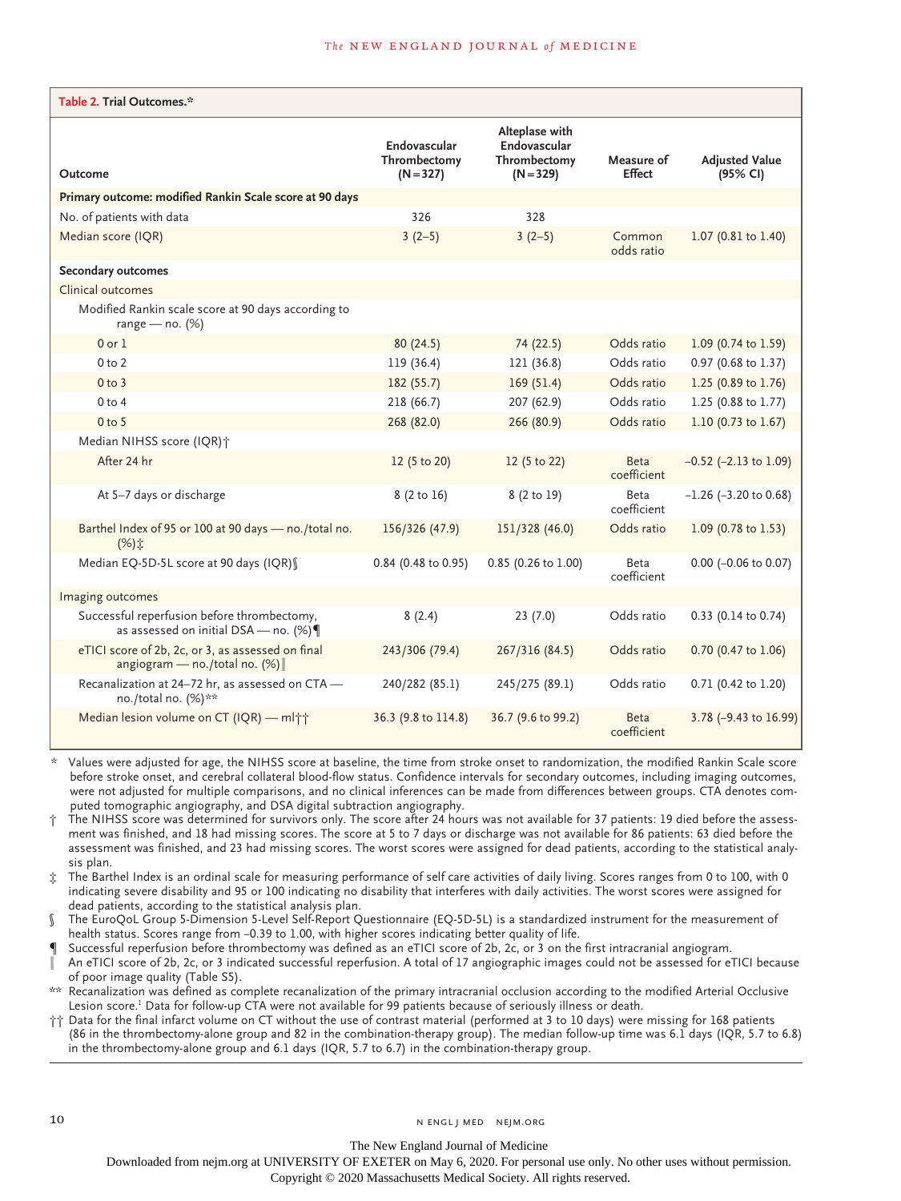**Table 2. Trial Outcomes.***

| Outcome | Endovascular Thrombectomy (N=327) | Alteplase with Endovascular Thrombectomy (N=329) | Measure of Effect | Adjusted Value (95% CI) |
|---|---|---|---|---|
| **Primary outcome: modified Rankin Scale score at 90 days** | | | | |
| No. of patients with data | 326 | 328 | | |
| Median score (IQR) | 3 (2–5) | 3 (2–5) | Common odds ratio | 1.07 (0.81 to 1.40) |
| **Secondary outcomes** | | | | |
| Clinical outcomes | | | | |
| Modified Rankin scale score at 90 days according to range — no. (%) | | | | |
| 0 or 1 | 80 (24.5) | 74 (22.5) | Odds ratio | 1.09 (0.74 to 1.59) |
| 0 to 2 | 119 (36.4) | 121 (36.8) | Odds ratio | 0.97 (0.68 to 1.37) |
| 0 to 3 | 182 (55.7) | 169 (51.4) | Odds ratio | 1.25 (0.89 to 1.76) |
| 0 to 4 | 218 (66.7) | 207 (62.9) | Odds ratio | 1.25 (0.88 to 1.77) |
| 0 to 5 | 268 (82.0) | 266 (80.9) | Odds ratio | 1.10 (0.73 to 1.67) |
| Median NIHSS score (IQR)† | | | | |
| After 24 hr | 12 (5 to 20) | 12 (5 to 22) | Beta coefficient | −0.52 (−2.13 to 1.09) |
| At 5–7 days or discharge | 8 (2 to 16) | 8 (2 to 19) | Beta coefficient | −1.26 (−3.20 to 0.68) |
| Barthel Index of 95 or 100 at 90 days — no./total no. (%)‡ | 156/326 (47.9) | 151/328 (46.0) | Odds ratio | 1.09 (0.78 to 1.53) |
| Median EQ-5D-5L score at 90 days (IQR)§ | 0.84 (0.48 to 0.95) | 0.85 (0.26 to 1.00) | Beta coefficient | 0.00 (−0.06 to 0.07) |
| Imaging outcomes | | | | |
| Successful reperfusion before thrombectomy, as assessed on initial DSA — no. (%)¶ | 8 (2.4) | 23 (7.0) | Odds ratio | 0.33 (0.14 to 0.74) |
| eTICI score of 2b, 2c, or 3, as assessed on final angiogram — no./total no. (%)‖ | 243/306 (79.4) | 267/316 (84.5) | Odds ratio | 0.70 (0.47 to 1.06) |
| Recanalization at 24–72 hr, as assessed on CTA — no./total no. (%)** | 240/282 (85.1) | 245/275 (89.1) | Odds ratio | 0.71 (0.42 to 1.20) |
| Median lesion volume on CT (IQR) — ml†† | 36.3 (9.8 to 114.8) | 36.7 (9.6 to 99.2) | Beta coefficient | 3.78 (−9.43 to 16.99) |

\* Values were adjusted for age, the NIHSS score at baseline, the time from stroke onset to randomization, the modified Rankin Scale score before stroke onset, and cerebral collateral blood-flow status. Confidence intervals for secondary outcomes, including imaging outcomes, were not adjusted for multiple comparisons, and no clinical inferences can be made from differences between groups. CTA denotes computed tomographic angiography, and DSA digital subtraction angiography.

† The NIHSS score was determined for survivors only. The score after 24 hours was not available for 37 patients: 19 died before the assessment was finished, and 18 had missing scores. The score at 5 to 7 days or discharge was not available for 86 patients: 63 died before the assessment was finished, and 23 had missing scores. The worst scores were assigned for dead patients, according to the statistical analysis plan.

‡ The Barthel Index is an ordinal scale for measuring performance of self care activities of daily living. Scores ranges from 0 to 100, with 0 indicating severe disability and 95 or 100 indicating no disability that interferes with daily activities. The worst scores were assigned for dead patients, according to the statistical analysis plan.

§ The EuroQoL Group 5-Dimension 5-Level Self-Report Questionnaire (EQ-5D-5L) is a standardized instrument for the measurement of health status. Scores range from −0.39 to 1.00, with higher scores indicating better quality of life.

¶ Successful reperfusion before thrombectomy was defined as an eTICI score of 2b, 2c, or 3 on the first intracranial angiogram.

‖ An eTICI score of 2b, 2c, or 3 indicated successful reperfusion. A total of 17 angiographic images could not be assessed for eTICI because of poor image quality (Table S5).

** Recanalization was defined as complete recanalization of the primary intracranial occlusion according to the modified Arterial Occlusive Lesion score.[1] Data for follow-up CTA were not available for 99 patients because of seriously illness or death.

†† Data for the final infarct volume on CT without the use of contrast material (performed at 3 to 10 days) were missing for 168 patients (86 in the thrombectomy-alone group and 82 in the combination-therapy group). The median follow-up time was 6.1 days (IQR, 5.7 to 6.8) in the thrombectomy-alone group and 6.1 days (IQR, 5.7 to 6.7) in the combination-therapy group.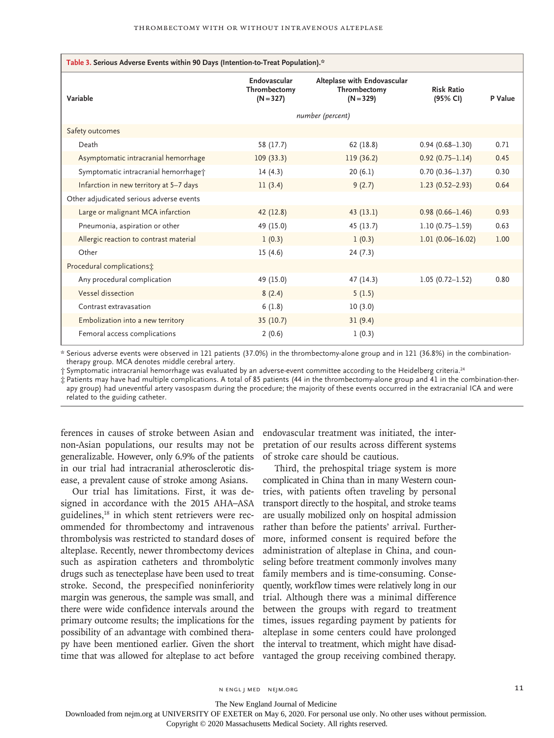**Table 3. Serious Adverse Events within 90 Days (Intention-to-Treat Population).***

| Variable | Endovascular Thrombectomy (N=327) | Alteplase with Endovascular Thrombectomy (N=329) | Risk Ratio (95% CI) | P Value |
|---|---|---|---|---|
| | *number (percent)* | | | |
| Safety outcomes | | | | |
| Death | 58 (17.7) | 62 (18.8) | 0.94 (0.68–1.30) | 0.71 |
| Asymptomatic intracranial hemorrhage | 109 (33.3) | 119 (36.2) | 0.92 (0.75–1.14) | 0.45 |
| Symptomatic intracranial hemorrhage† | 14 (4.3) | 20 (6.1) | 0.70 (0.36–1.37) | 0.30 |
| Infarction in new territory at 5–7 days | 11 (3.4) | 9 (2.7) | 1.23 (0.52–2.93) | 0.64 |
| Other adjudicated serious adverse events | | | | |
| Large or malignant MCA infarction | 42 (12.8) | 43 (13.1) | 0.98 (0.66–1.46) | 0.93 |
| Pneumonia, aspiration or other | 49 (15.0) | 45 (13.7) | 1.10 (0.75–1.59) | 0.63 |
| Allergic reaction to contrast material | 1 (0.3) | 1 (0.3) | 1.01 (0.06–16.02) | 1.00 |
| Other | 15 (4.6) | 24 (7.3) | | |
| Procedural complications‡ | | | | |
| Any procedural complication | 49 (15.0) | 47 (14.3) | 1.05 (0.72–1.52) | 0.80 |
| Vessel dissection | 8 (2.4) | 5 (1.5) | | |
| Contrast extravasation | 6 (1.8) | 10 (3.0) | | |
| Embolization into a new territory | 35 (10.7) | 31 (9.4) | | |
| Femoral access complications | 2 (0.6) | 1 (0.3) | | |

\* Serious adverse events were observed in 121 patients (37.0%) in the thrombectomy-alone group and in 121 (36.8%) in the combination-therapy group. MCA denotes middle cerebral artery.

† Symptomatic intracranial hemorrhage was evaluated by an adverse-event committee according to the Heidelberg criteria.[24]

‡ Patients may have had multiple complications. A total of 85 patients (44 in the thrombectomy-alone group and 41 in the combination-therapy group) had uneventful artery vasospasm during the procedure; the majority of these events occurred in the extracranial ICA and were related to the guiding catheter.

ferences in causes of stroke between Asian and non-Asian populations, our results may not be generalizable. However, only 6.9% of the patients in our trial had intracranial atherosclerotic disease, a prevalent cause of stroke among Asians.

Our trial has limitations. First, it was designed in accordance with the 2015 AHA–ASA guidelines,[18] in which stent retrievers were recommended for thrombectomy and intravenous thrombolysis was restricted to standard doses of alteplase. Recently, newer thrombectomy devices such as aspiration catheters and thrombolytic drugs such as tenecteplase have been used to treat stroke. Second, the prespecified noninferiority margin was generous, the sample was small, and there were wide confidence intervals around the primary outcome results; the implications for the possibility of an advantage with combined therapy have been mentioned earlier. Given the short time that was allowed for alteplase to act before endovascular treatment was initiated, the interpretation of our results across different systems of stroke care should be cautious.

Third, the prehospital triage system is more complicated in China than in many Western countries, with patients often traveling by personal transport directly to the hospital, and stroke teams are usually mobilized only on hospital admission rather than before the patients' arrival. Furthermore, informed consent is required before the administration of alteplase in China, and counseling before treatment commonly involves many family members and is time-consuming. Consequently, workflow times were relatively long in our trial. Although there was a minimal difference between the groups with regard to treatment times, issues regarding payment by patients for alteplase in some centers could have prolonged the interval to treatment, which might have disadvantaged the group receiving combined therapy.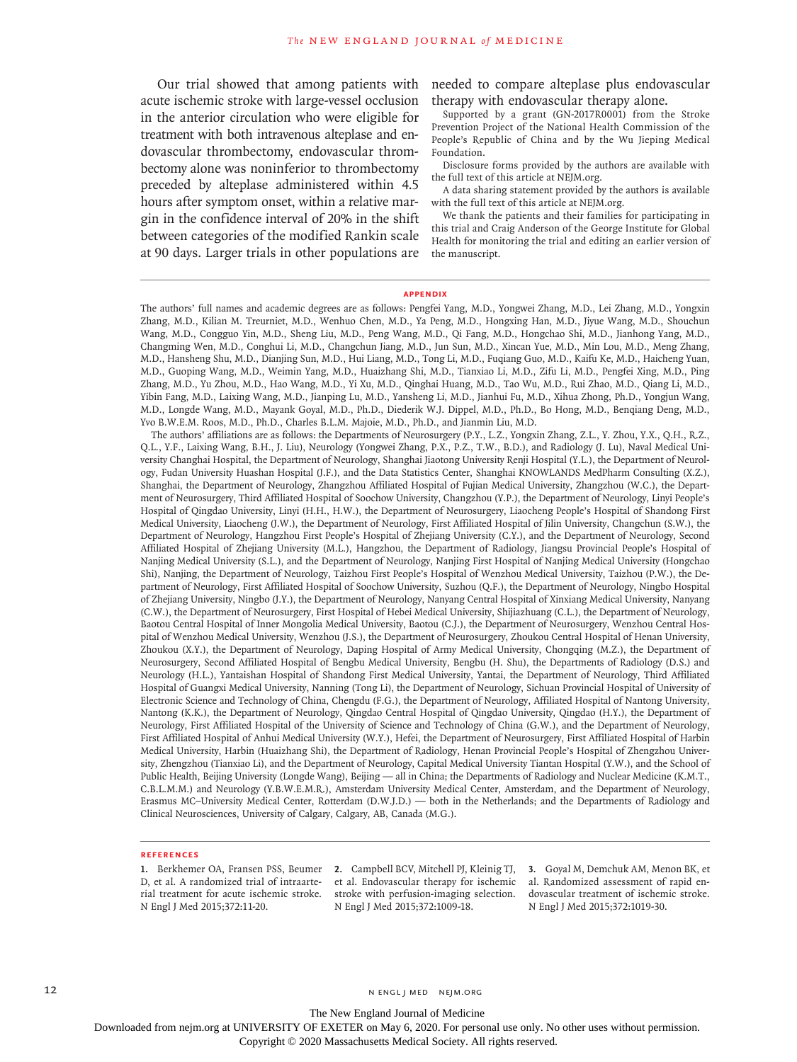Our trial showed that among patients with acute ischemic stroke with large-vessel occlusion in the anterior circulation who were eligible for treatment with both intravenous alteplase and endovascular thrombectomy, endovascular thrombectomy alone was noninferior to thrombectomy preceded by alteplase administered within 4.5 hours after symptom onset, within a relative margin in the confidence interval of 20% in the shift between categories of the modified Rankin scale at 90 days. Larger trials in other populations are needed to compare alteplase plus endovascular therapy with endovascular therapy alone.

Supported by a grant (GN-2017R0001) from the Stroke Prevention Project of the National Health Commission of the People's Republic of China and by the Wu Jieping Medical Foundation.

Disclosure forms provided by the authors are available with the full text of this article at NEJM.org.

A data sharing statement provided by the authors is available with the full text of this article at NEJM.org.

We thank the patients and their families for participating in this trial and Craig Anderson of the George Institute for Global Health for monitoring the trial and editing an earlier version of the manuscript.

## APPENDIX

The authors' full names and academic degrees are as follows: Pengfei Yang, M.D., Yongwei Zhang, M.D., Lei Zhang, M.D., Yongxin Zhang, M.D., Kilian M. Treurniet, M.D., Wenhuo Chen, M.D., Ya Peng, M.D., Hongxing Han, M.D., Jiyue Wang, M.D., Shouchun Wang, M.D., Congguo Yin, M.D., Sheng Liu, M.D., Peng Wang, M.D., Qi Fang, M.D., Hongchao Shi, M.D., Jianhong Yang, M.D., Changming Wen, M.D., Conghui Li, M.D., Changchun Jiang, M.D., Jun Sun, M.D., Xincan Yue, M.D., Min Lou, M.D., Meng Zhang, M.D., Hansheng Shu, M.D., Dianjing Sun, M.D., Hui Liang, M.D., Tong Li, M.D., Fuqiang Guo, M.D., Kaifu Ke, M.D., Haicheng Yuan, M.D., Guoping Wang, M.D., Weimin Yang, M.D., Huaizhang Shi, M.D., Tianxiao Li, M.D., Zifu Li, M.D., Pengfei Xing, M.D., Ping Zhang, M.D., Yu Zhou, M.D., Hao Wang, M.D., Yi Xu, M.D., Qinghai Huang, M.D., Tao Wu, M.D., Rui Zhao, M.D., Qiang Li, M.D., Yibin Fang, M.D., Laixing Wang, M.D., Jianping Lu, M.D., Yansheng Li, M.D., Jianhui Fu, M.D., Xihua Zhong, Ph.D., Yongjun Wang, M.D., Longde Wang, M.D., Mayank Goyal, M.D., Ph.D., Diederik W.J. Dippel, M.D., Ph.D., Bo Hong, M.D., Benqiang Deng, M.D., Yvo B.W.E.M. Roos, M.D., Ph.D., Charles B.L.M. Majoie, M.D., Ph.D., and Jianmin Liu, M.D.

The authors' affiliations are as follows: the Departments of Neurosurgery (P.Y., L.Z., Yongxin Zhang, Z.L., Y. Zhou, Y.X., Q.H., R.Z., Q.L., Y.F., Laixing Wang, B.H., J. Liu), Neurology (Yongwei Zhang, P.X., P.Z., T.W., B.D.), and Radiology (J. Lu), Naval Medical University Changhai Hospital, the Department of Neurology, Shanghai Jiaotong University Renji Hospital (Y.L.), the Department of Neurology, Fudan University Huashan Hospital (J.F.), and the Data Statistics Center, Shanghai KNOWLANDS MedPharm Consulting (X.Z.), Shanghai, the Department of Neurology, Zhangzhou Affiliated Hospital of Fujian Medical University, Zhangzhou (W.C.), the Department of Neurosurgery, Third Affiliated Hospital of Soochow University, Changzhou (Y.P.), the Department of Neurology, Linyi People's Hospital of Qingdao University, Linyi (H.H., H.W.), the Department of Neurosurgery, Liaocheng People's Hospital of Shandong First Medical University, Liaocheng (J.W.), the Department of Neurology, First Affiliated Hospital of Jilin University, Changchun (S.W.), the Department of Neurology, Hangzhou First People's Hospital of Zhejiang University (C.Y.), and the Department of Neurology, Second Affiliated Hospital of Zhejiang University (M.L.), Hangzhou, the Department of Radiology, Jiangsu Provincial People's Hospital of Nanjing Medical University (S.L.), and the Department of Neurology, Nanjing First Hospital of Nanjing Medical University (Hongchao Shi), Nanjing, the Department of Neurology, Taizhou First People's Hospital of Wenzhou Medical University, Taizhou (P.W.), the Department of Neurology, First Affiliated Hospital of Soochow University, Suzhou (Q.F.), the Department of Neurology, Ningbo Hospital of Zhejiang University, Ningbo (J.Y.), the Department of Neurology, Nanyang Central Hospital of Xinxiang Medical University, Nanyang (C.W.), the Department of Neurosurgery, First Hospital of Hebei Medical University, Shijiazhuang (C.L.), the Department of Neurology, Baotou Central Hospital of Inner Mongolia Medical University, Baotou (C.J.), the Department of Neurosurgery, Wenzhou Central Hospital of Wenzhou Medical University, Wenzhou (J.S.), the Department of Neurosurgery, Zhoukou Central Hospital of Henan University, Zhoukou (X.Y.), the Department of Neurology, Daping Hospital of Army Medical University, Chongqing (M.Z.), the Department of Neurosurgery, Second Affiliated Hospital of Bengbu Medical University, Bengbu (H. Shu), the Departments of Radiology (D.S.) and Neurology (H.L.), Yantaishan Hospital of Shandong First Medical University, Yantai, the Department of Neurology, Third Affiliated Hospital of Guangxi Medical University, Nanning (Tong Li), the Department of Neurology, Sichuan Provincial Hospital of University of Electronic Science and Technology of China, Chengdu (F.G.), the Department of Neurology, Affiliated Hospital of Nantong University, Nantong (K.K.), the Department of Neurology, Qingdao Central Hospital of Qingdao University, Qingdao (H.Y.), the Department of Neurology, First Affiliated Hospital of the University of Science and Technology of China (G.W.), and the Department of Neurology, First Affiliated Hospital of Anhui Medical University (W.Y.), Hefei, the Department of Neurosurgery, First Affiliated Hospital of Harbin Medical University, Harbin (Huaizhang Shi), the Department of Radiology, Henan Provincial People's Hospital of Zhengzhou University, Zhengzhou (Tianxiao Li), and the Department of Neurology, Capital Medical University Tiantan Hospital (Y.W.), and the School of Public Health, Beijing University (Longde Wang), Beijing — all in China; the Departments of Radiology and Nuclear Medicine (K.M.T., C.B.L.M.M.) and Neurology (Y.B.W.E.M.R.), Amsterdam University Medical Center, Amsterdam, and the Department of Neurology, Erasmus MC–University Medical Center, Rotterdam (D.W.J.D.) — both in the Netherlands; and the Departments of Radiology and Clinical Neurosciences, University of Calgary, Calgary, AB, Canada (M.G.).

## REFERENCES

1. Berkhemer OA, Fransen PSS, Beumer D, et al. A randomized trial of intraarterial treatment for acute ischemic stroke. N Engl J Med 2015;372:11-20.
2. Campbell BCV, Mitchell PJ, Kleinig TJ, et al. Endovascular therapy for ischemic stroke with perfusion-imaging selection. N Engl J Med 2015;372:1009-18.
3. Goyal M, Demchuk AM, Menon BK, et al. Randomized assessment of rapid endovascular treatment of ischemic stroke. N Engl J Med 2015;372:1019-30.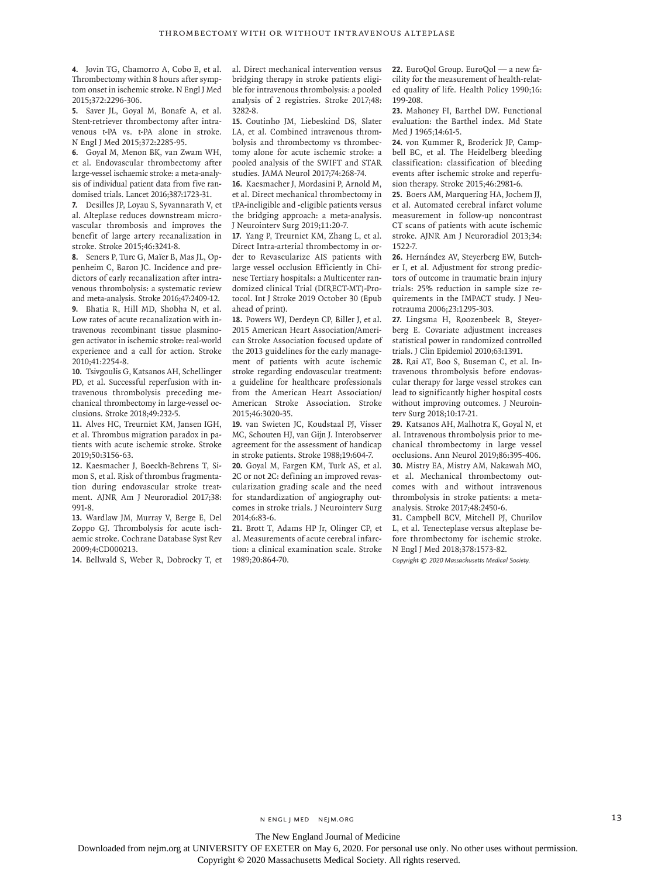4. Jovin TG, Chamorro A, Cobo E, et al. Thrombectomy within 8 hours after symptom onset in ischemic stroke. N Engl J Med 2015;372:2296-306.

5. Saver JL, Goyal M, Bonafe A, et al. Stent-retriever thrombectomy after intravenous t-PA vs. t-PA alone in stroke. N Engl J Med 2015;372:2285-95.

6. Goyal M, Menon BK, van Zwam WH, et al. Endovascular thrombectomy after large-vessel ischaemic stroke: a meta-analysis of individual patient data from five randomised trials. Lancet 2016;387:1723-31.

7. Desilles JP, Loyau S, Syvannarath V, et al. Alteplase reduces downstream microvascular thrombosis and improves the benefit of large artery recanalization in stroke. Stroke 2015;46:3241-8.

8. Seners P, Turc G, Maïer B, Mas JL, Oppenheim C, Baron JC. Incidence and predictors of early recanalization after intravenous thrombolysis: a systematic review and meta-analysis. Stroke 2016;47:2409-12.

9. Bhatia R, Hill MD, Shobha N, et al. Low rates of acute recanalization with intravenous recombinant tissue plasminogen activator in ischemic stroke: real-world experience and a call for action. Stroke 2010;41:2254-8.

10. Tsivgoulis G, Katsanos AH, Schellinger PD, et al. Successful reperfusion with intravenous thrombolysis preceding mechanical thrombectomy in large-vessel occlusions. Stroke 2018;49:232-5.

11. Alves HC, Treurniet KM, Jansen IGH, et al. Thrombus migration paradox in patients with acute ischemic stroke. Stroke 2019;50:3156-63.

12. Kaesmacher J, Boeckh-Behrens T, Simon S, et al. Risk of thrombus fragmentation during endovascular stroke treatment. AJNR Am J Neuroradiol 2017;38:991-8.

13. Wardlaw JM, Murray V, Berge E, Del Zoppo GJ. Thrombolysis for acute ischaemic stroke. Cochrane Database Syst Rev 2009;4:CD000213.

14. Bellwald S, Weber R, Dobrocky T, et al. Direct mechanical intervention versus bridging therapy in stroke patients eligible for intravenous thrombolysis: a pooled analysis of 2 registries. Stroke 2017;48:3282-8.

15. Coutinho JM, Liebeskind DS, Slater LA, et al. Combined intravenous thrombolysis and thrombectomy vs thrombectomy alone for acute ischemic stroke: a pooled analysis of the SWIFT and STAR studies. JAMA Neurol 2017;74:268-74.

16. Kaesmacher J, Mordasini P, Arnold M, et al. Direct mechanical thrombectomy in tPA-ineligible and -eligible patients versus the bridging approach: a meta-analysis. J Neurointerv Surg 2019;11:20-7.

17. Yang P, Treurniet KM, Zhang L, et al. Direct Intra-arterial thrombectomy in order to Revascularize AIS patients with large vessel occlusion Efficiently in Chinese Tertiary hospitals: a Multicenter randomized clinical Trial (DIRECT-MT)-Protocol. Int J Stroke 2019 October 30 (Epub ahead of print).

18. Powers WJ, Derdeyn CP, Biller J, et al. 2015 American Heart Association/American Stroke Association focused update of the 2013 guidelines for the early management of patients with acute ischemic stroke regarding endovascular treatment: a guideline for healthcare professionals from the American Heart Association/American Stroke Association. Stroke 2015;46:3020-35.

19. van Swieten JC, Koudstaal PJ, Visser MC, Schouten HJ, van Gijn J. Interobserver agreement for the assessment of handicap in stroke patients. Stroke 1988;19:604-7.

20. Goyal M, Fargen KM, Turk AS, et al. 2C or not 2C: defining an improved revascularization grading scale and the need for standardization of angiography outcomes in stroke trials. J Neurointerv Surg 2014;6:83-6.

21. Brott T, Adams HP Jr, Olinger CP, et al. Measurements of acute cerebral infarction: a clinical examination scale. Stroke 1989;20:864-70.

22. EuroQol Group. EuroQol — a new facility for the measurement of health-related quality of life. Health Policy 1990;16:199-208.

23. Mahoney FI, Barthel DW. Functional evaluation: the Barthel index. Md State Med J 1965;14:61-5.

24. von Kummer R, Broderick JP, Campbell BC, et al. The Heidelberg bleeding classification: classification of bleeding events after ischemic stroke and reperfusion therapy. Stroke 2015;46:2981-6.

25. Boers AM, Marquering HA, Jochem JJ, et al. Automated cerebral infarct volume measurement in follow-up noncontrast CT scans of patients with acute ischemic stroke. AJNR Am J Neuroradiol 2013;34:1522-7.

26. Hernández AV, Steyerberg EW, Butcher I, et al. Adjustment for strong predictors of outcome in traumatic brain injury trials: 25% reduction in sample size requirements in the IMPACT study. J Neurotrauma 2006;23:1295-303.

27. Lingsma H, Roozenbeek B, Steyerberg E. Covariate adjustment increases statistical power in randomized controlled trials. J Clin Epidemiol 2010;63:1391.

28. Rai AT, Boo S, Buseman C, et al. Intravenous thrombolysis before endovascular therapy for large vessel strokes can lead to significantly higher hospital costs without improving outcomes. J Neurointerv Surg 2018;10:17-21.

29. Katsanos AH, Malhotra K, Goyal N, et al. Intravenous thrombolysis prior to mechanical thrombectomy in large vessel occlusions. Ann Neurol 2019;86:395-406.

30. Mistry EA, Mistry AM, Nakawah MO, et al. Mechanical thrombectomy outcomes with and without intravenous thrombolysis in stroke patients: a meta-analysis. Stroke 2017;48:2450-6.

31. Campbell BCV, Mitchell PJ, Churilov L, et al. Tenecteplase versus alteplase before thrombectomy for ischemic stroke. N Engl J Med 2018;378:1573-82.

*Copyright © 2020 Massachusetts Medical Society.*